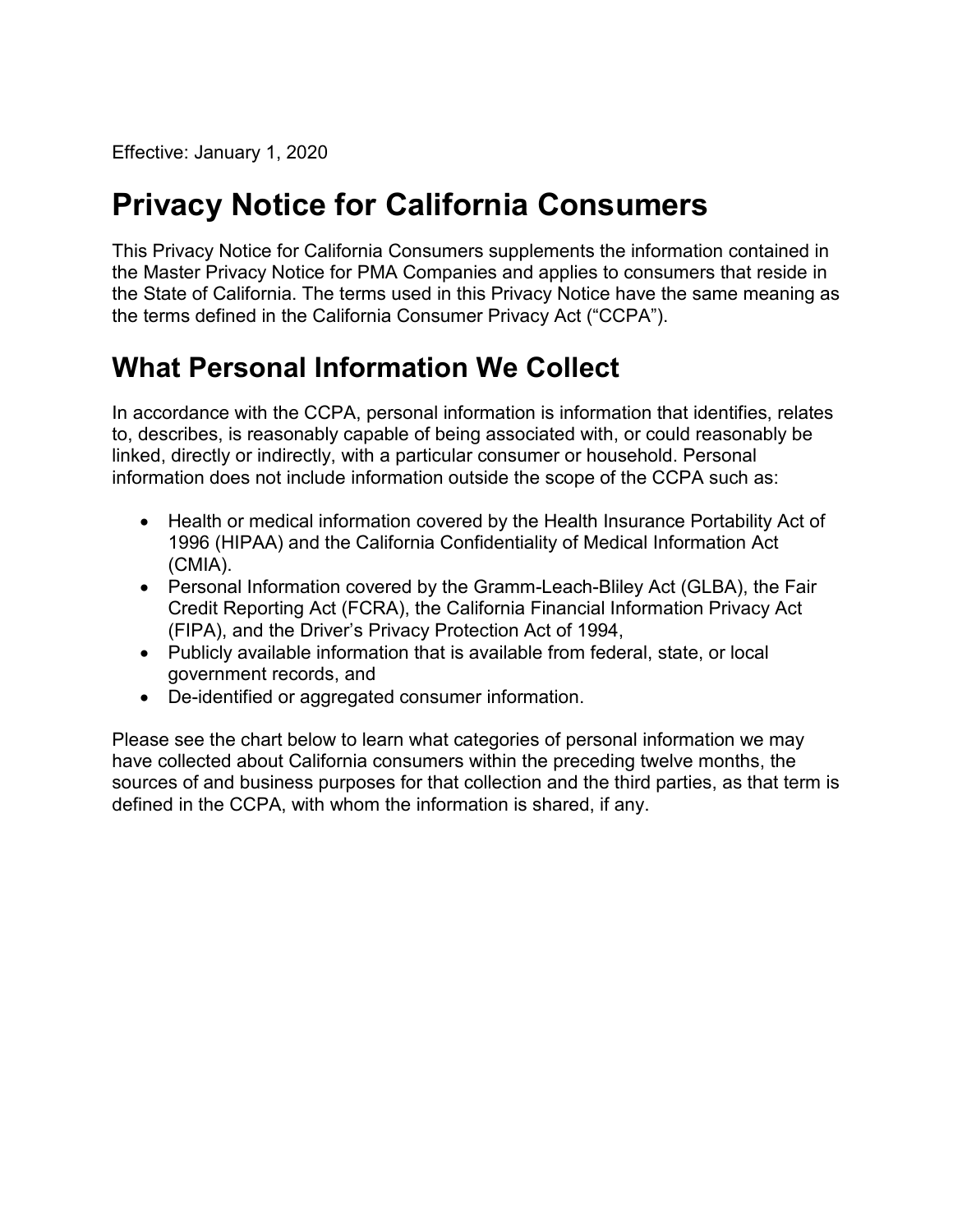Effective: January 1, 2020

# Privacy Notice for California Consumers

This Privacy Notice for California Consumers supplements the information contained in the Master Privacy Notice for PMA Companies and applies to consumers that reside in the State of California. The terms used in this Privacy Notice have the same meaning as the terms defined in the California Consumer Privacy Act ("CCPA").

## What Personal Information We Collect

In accordance with the CCPA, personal information is information that identifies, relates to, describes, is reasonably capable of being associated with, or could reasonably be linked, directly or indirectly, with a particular consumer or household. Personal information does not include information outside the scope of the CCPA such as:

- Health or medical information covered by the Health Insurance Portability Act of 1996 (HIPAA) and the California Confidentiality of Medical Information Act (CMIA).
- Personal Information covered by the Gramm-Leach-Bliley Act (GLBA), the Fair Credit Reporting Act (FCRA), the California Financial Information Privacy Act (FIPA), and the Driver's Privacy Protection Act of 1994,
- Publicly available information that is available from federal, state, or local government records, and
- De-identified or aggregated consumer information.

Please see the chart below to learn what categories of personal information we may have collected about California consumers within the preceding twelve months, the sources of and business purposes for that collection and the third parties, as that term is defined in the CCPA, with whom the information is shared, if any.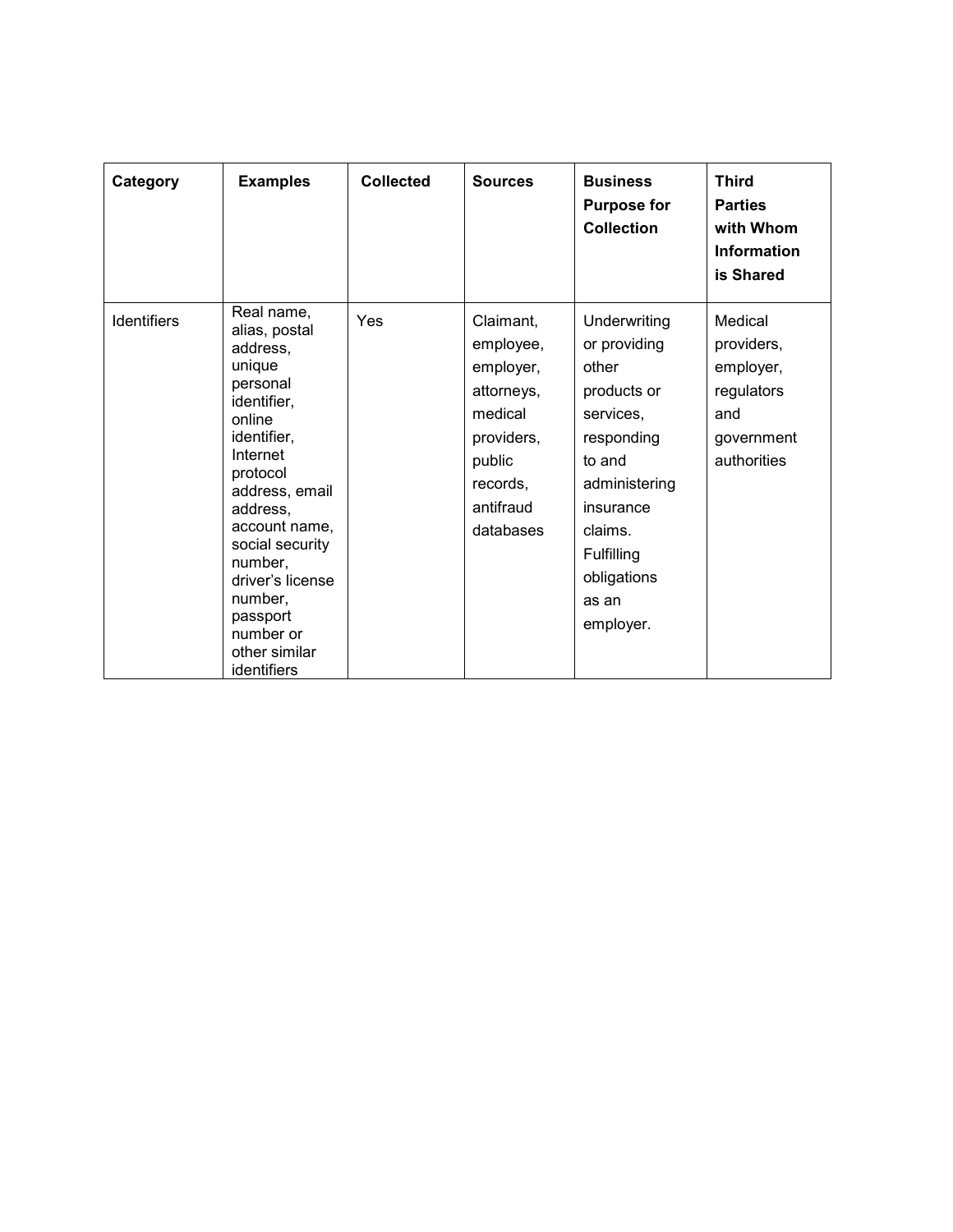| Category | Examples | Collected | Sources | Business Purpose for Collection | Third Parties with Whom Information is Shared |
| --- | --- | --- | --- | --- | --- |
| Identifiers | Real name, alias, postal address, unique personal identifier, online identifier, Internet protocol address, email address, account name, social security number, driver's license number, passport number or other similar identifiers | Yes | Claimant, employee, employer, attorneys, medical providers, public records, antifraud databases | Underwriting or providing other products or services, responding to and administering insurance claims. Fulfilling obligations as an employer. | Medical providers, employer, regulators and government authorities |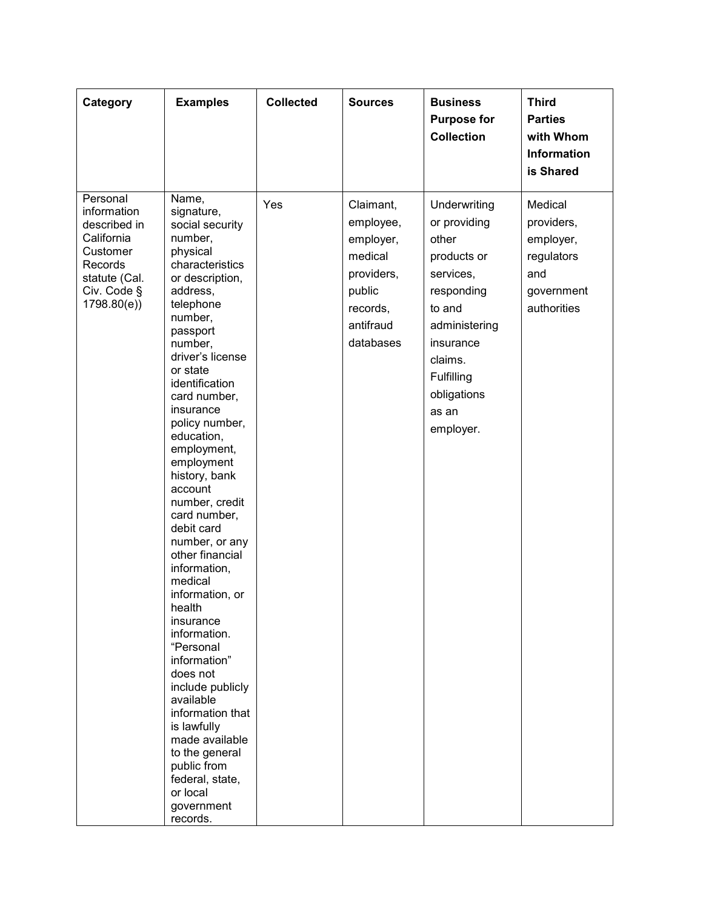| Category | Examples | Collected | Sources | Business Purpose for Collection | Third Parties with Whom Information is Shared |
|---|---|---|---|---|---|
| Personal information described in California Customer Records statute (Cal. Civ. Code § 1798.80(e)) | Name, signature, social security number, physical characteristics or description, address, telephone number, passport number, driver's license or state identification card number, insurance policy number, education, employment, employment history, bank account number, credit card number, debit card number, or any other financial information, medical information, or health insurance information. "Personal information" does not include publicly available information that is lawfully made available to the general public from federal, state, or local government records. | Yes | Claimant, employee, employer, medical providers, public records, antifraud databases | Underwriting or providing other products or services, responding to and administering insurance claims. Fulfilling obligations as an employer. | Medical providers, employer, regulators and government authorities |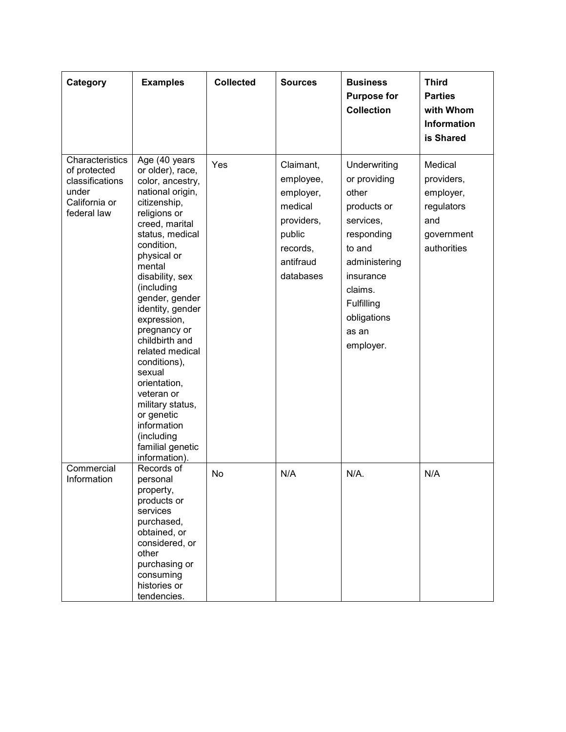| Category | Examples | Collected | Sources | Business Purpose for Collection | Third Parties with Whom Information is Shared |
|---|---|---|---|---|---|
| Characteristics of protected classifications under California or federal law | Age (40 years or older), race, color, ancestry, national origin, citizenship, religions or creed, marital status, medical condition, physical or mental disability, sex (including gender, gender identity, gender expression, pregnancy or childbirth and related medical conditions), sexual orientation, veteran or military status, or genetic information (including familial genetic information). | Yes | Claimant, employee, employer, medical providers, public records, antifraud databases | Underwriting or providing other products or services, responding to and administering insurance claims. Fulfilling obligations as an employer. | Medical providers, employer, regulators and government authorities |
| Commercial Information | Records of personal property, products or services purchased, obtained, or considered, or other purchasing or consuming histories or tendencies. | No | N/A | N/A. | N/A |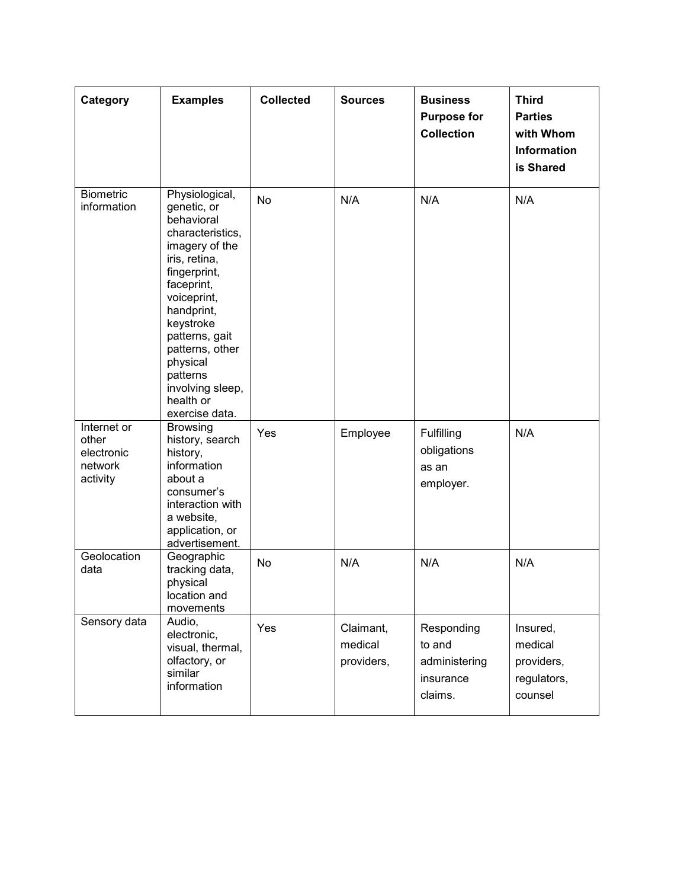| Category | Examples | Collected | Sources | Business Purpose for Collection | Third Parties with Whom Information is Shared |
|---|---|---|---|---|---|
| Biometric information | Physiological, genetic, or behavioral characteristics, imagery of the iris, retina, fingerprint, faceprint, voiceprint, handprint, keystroke patterns, gait patterns, other physical patterns involving sleep, health or exercise data. | No | N/A | N/A | N/A |
| Internet or other electronic network activity | Browsing history, search history, information about a consumer's interaction with a website, application, or advertisement. | Yes | Employee | Fulfilling obligations as an employer. | N/A |
| Geolocation data | Geographic tracking data, physical location and movements | No | N/A | N/A | N/A |
| Sensory data | Audio, electronic, visual, thermal, olfactory, or similar information | Yes | Claimant, medical providers, | Responding to and administering insurance claims. | Insured, medical providers, regulators, counsel |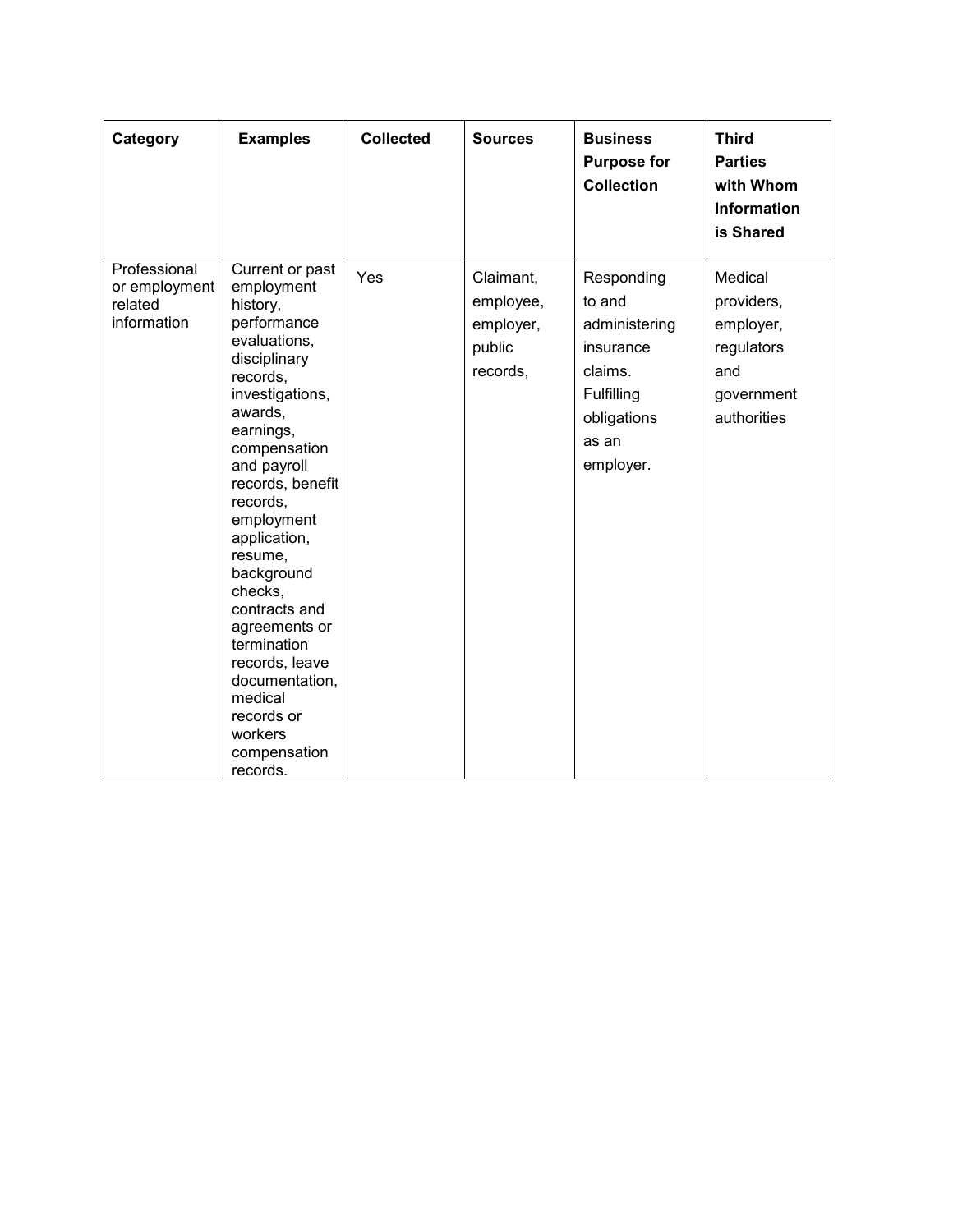| Category | Examples | Collected | Sources | Business Purpose for Collection | Third Parties with Whom Information is Shared |
|---|---|---|---|---|---|
| Professional or employment related information | Current or past employment history, performance evaluations, disciplinary records, investigations, awards, earnings, compensation and payroll records, benefit records, employment application, resume, background checks, contracts and agreements or termination records, leave documentation, medical records or workers compensation records. | Yes | Claimant, employee, employer, public records, | Responding to and administering insurance claims. Fulfilling obligations as an employer. | Medical providers, employer, regulators and government authorities |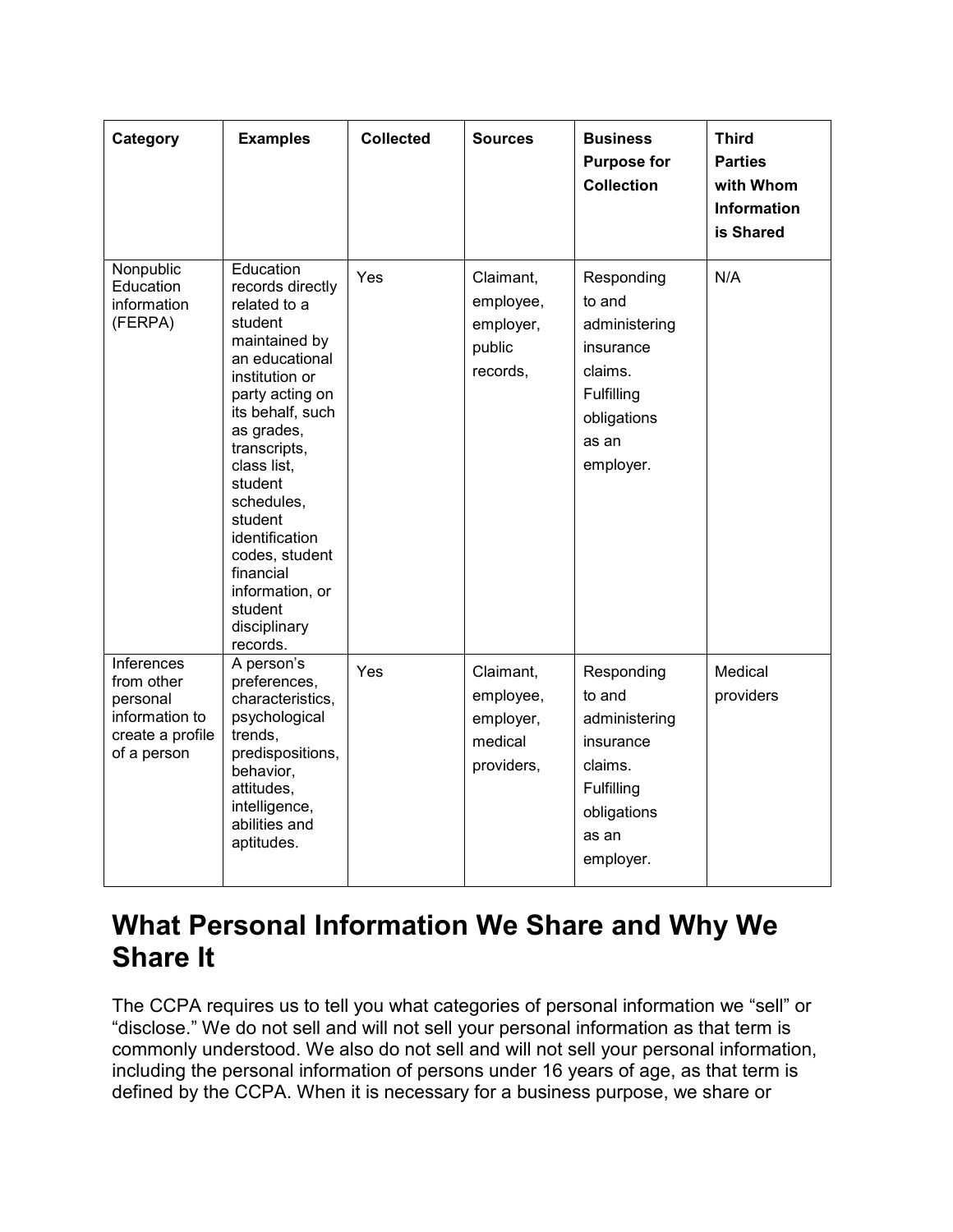| Category | Examples | Collected | Sources | Business Purpose for Collection | Third Parties with Whom Information is Shared |
|---|---|---|---|---|---|
| Nonpublic Education information (FERPA) | Education records directly related to a student maintained by an educational institution or party acting on its behalf, such as grades, transcripts, class list, student schedules, student identification codes, student financial information, or student disciplinary records. | Yes | Claimant, employee, employer, public records, | Responding to and administering insurance claims. Fulfilling obligations as an employer. | N/A |
| Inferences from other personal information to create a profile of a person | A person's preferences, characteristics, psychological trends, predispositions, behavior, attitudes, intelligence, abilities and aptitudes. | Yes | Claimant, employee, employer, medical providers, | Responding to and administering insurance claims. Fulfilling obligations as an employer. | Medical providers |

# What Personal Information We Share and Why We Share It

The CCPA requires us to tell you what categories of personal information we "sell" or "disclose." We do not sell and will not sell your personal information as that term is commonly understood. We also do not sell and will not sell your personal information, including the personal information of persons under 16 years of age, as that term is defined by the CCPA. When it is necessary for a business purpose, we share or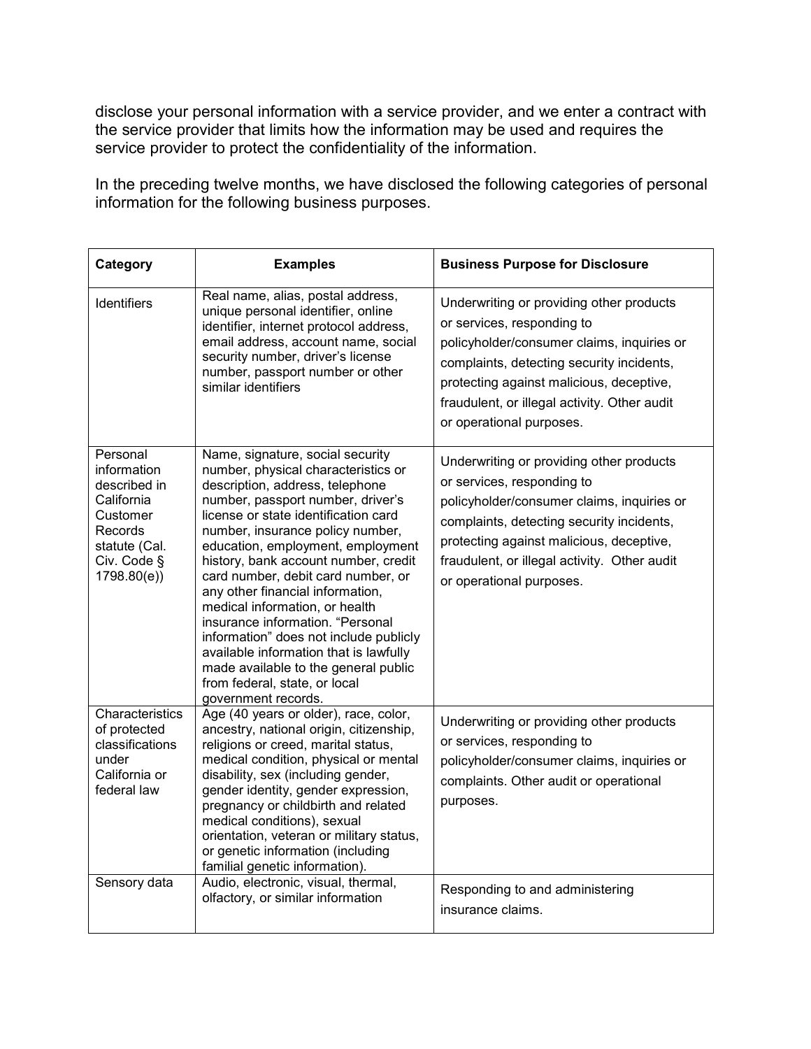disclose your personal information with a service provider, and we enter a contract with the service provider that limits how the information may be used and requires the service provider to protect the confidentiality of the information.

In the preceding twelve months, we have disclosed the following categories of personal information for the following business purposes.

| Category | Examples | Business Purpose for Disclosure |
|---|---|---|
| Identifiers | Real name, alias, postal address, unique personal identifier, online identifier, internet protocol address, email address, account name, social security number, driver's license number, passport number or other similar identifiers | Underwriting or providing other products or services, responding to policyholder/consumer claims, inquiries or complaints, detecting security incidents, protecting against malicious, deceptive, fraudulent, or illegal activity. Other audit or operational purposes. |
| Personal information described in California Customer Records statute (Cal. Civ. Code § 1798.80(e)) | Name, signature, social security number, physical characteristics or description, address, telephone number, passport number, driver's license or state identification card number, insurance policy number, education, employment, employment history, bank account number, credit card number, debit card number, or any other financial information, medical information, or health insurance information. "Personal information" does not include publicly available information that is lawfully made available to the general public from federal, state, or local government records. | Underwriting or providing other products or services, responding to policyholder/consumer claims, inquiries or complaints, detecting security incidents, protecting against malicious, deceptive, fraudulent, or illegal activity. Other audit or operational purposes. |
| Characteristics of protected classifications under California or federal law | Age (40 years or older), race, color, ancestry, national origin, citizenship, religions or creed, marital status, medical condition, physical or mental disability, sex (including gender, gender identity, gender expression, pregnancy or childbirth and related medical conditions), sexual orientation, veteran or military status, or genetic information (including familial genetic information). | Underwriting or providing other products or services, responding to policyholder/consumer claims, inquiries or complaints. Other audit or operational purposes. |
| Sensory data | Audio, electronic, visual, thermal, olfactory, or similar information | Responding to and administering insurance claims. |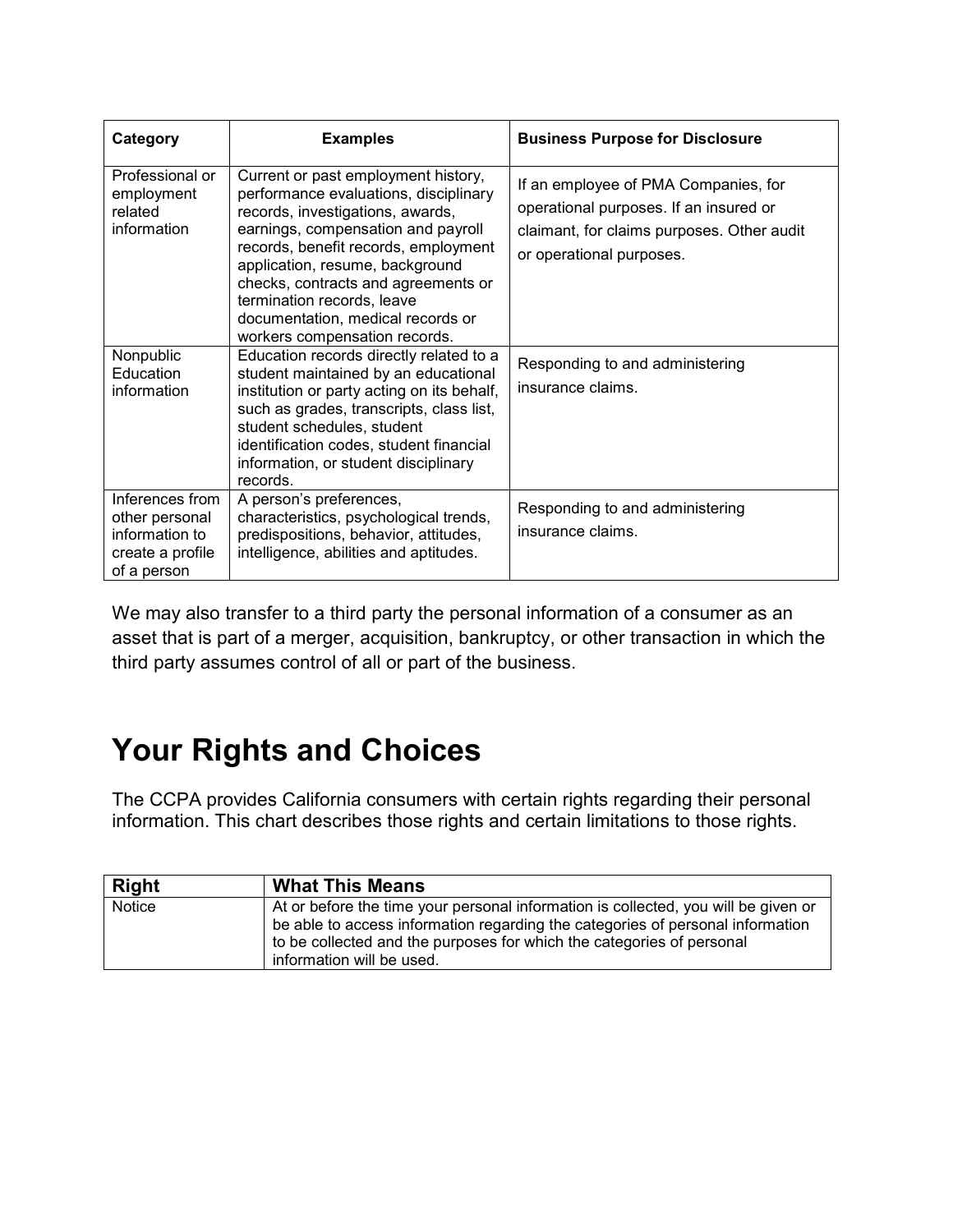| Category | Examples | Business Purpose for Disclosure |
|---|---|---|
| Professional or employment related information | Current or past employment history, performance evaluations, disciplinary records, investigations, awards, earnings, compensation and payroll records, benefit records, employment application, resume, background checks, contracts and agreements or termination records, leave documentation, medical records or workers compensation records. | If an employee of PMA Companies, for operational purposes. If an insured or claimant, for claims purposes. Other audit or operational purposes. |
| Nonpublic Education information | Education records directly related to a student maintained by an educational institution or party acting on its behalf, such as grades, transcripts, class list, student schedules, student identification codes, student financial information, or student disciplinary records. | Responding to and administering insurance claims. |
| Inferences from other personal information to create a profile of a person | A person's preferences, characteristics, psychological trends, predispositions, behavior, attitudes, intelligence, abilities and aptitudes. | Responding to and administering insurance claims. |

We may also transfer to a third party the personal information of a consumer as an asset that is part of a merger, acquisition, bankruptcy, or other transaction in which the third party assumes control of all or part of the business.

# Your Rights and Choices

The CCPA provides California consumers with certain rights regarding their personal information. This chart describes those rights and certain limitations to those rights.

| Right | What This Means |
|---|---|
| Notice | At or before the time your personal information is collected, you will be given or be able to access information regarding the categories of personal information to be collected and the purposes for which the categories of personal information will be used. |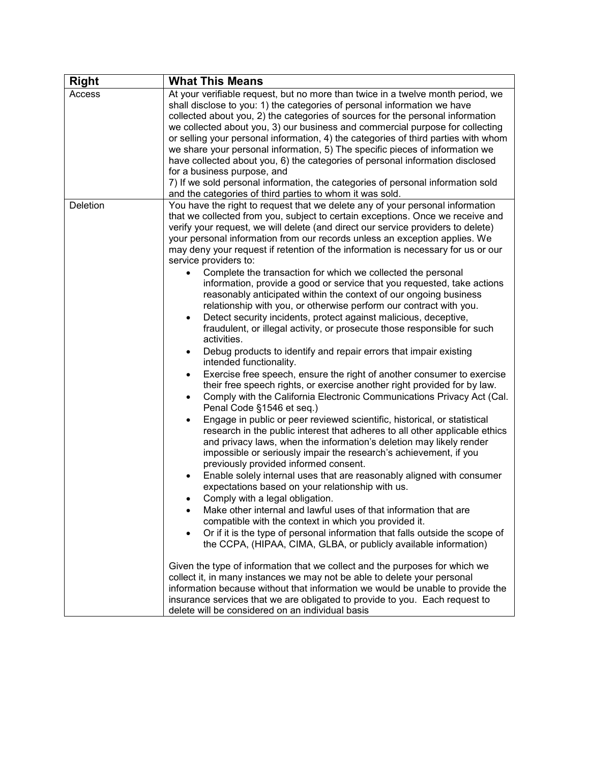| Right | What This Means |
| --- | --- |
| Access | At your verifiable request, but no more than twice in a twelve month period, we shall disclose to you: 1) the categories of personal information we have collected about you, 2) the categories of sources for the personal information we collected about you, 3) our business and commercial purpose for collecting or selling your personal information, 4) the categories of third parties with whom we share your personal information, 5) The specific pieces of information we have collected about you, 6) the categories of personal information disclosed for a business purpose, and<br>7) If we sold personal information, the categories of personal information sold and the categories of third parties to whom it was sold. |
| Deletion | You have the right to request that we delete any of your personal information that we collected from you, subject to certain exceptions. Once we receive and verify your request, we will delete (and direct our service providers to delete) your personal information from our records unless an exception applies. We may deny your request if retention of the information is necessary for us or our service providers to:<br>• Complete the transaction for which we collected the personal information, provide a good or service that you requested, take actions reasonably anticipated within the context of our ongoing business relationship with you, or otherwise perform our contract with you.<br>• Detect security incidents, protect against malicious, deceptive, fraudulent, or illegal activity, or prosecute those responsible for such activities.<br>• Debug products to identify and repair errors that impair existing intended functionality.<br>• Exercise free speech, ensure the right of another consumer to exercise their free speech rights, or exercise another right provided for by law.<br>• Comply with the California Electronic Communications Privacy Act (Cal. Penal Code §1546 et seq.)<br>• Engage in public or peer reviewed scientific, historical, or statistical research in the public interest that adheres to all other applicable ethics and privacy laws, when the information's deletion may likely render impossible or seriously impair the research's achievement, if you previously provided informed consent.<br>• Enable solely internal uses that are reasonably aligned with consumer expectations based on your relationship with us.<br>• Comply with a legal obligation.<br>• Make other internal and lawful uses of that information that are compatible with the context in which you provided it.<br>• Or if it is the type of personal information that falls outside the scope of the CCPA, (HIPAA, CIMA, GLBA, or publicly available information)<br><br>Given the type of information that we collect and the purposes for which we collect it, in many instances we may not be able to delete your personal information because without that information we would be unable to provide the insurance services that we are obligated to provide to you. Each request to delete will be considered on an individual basis |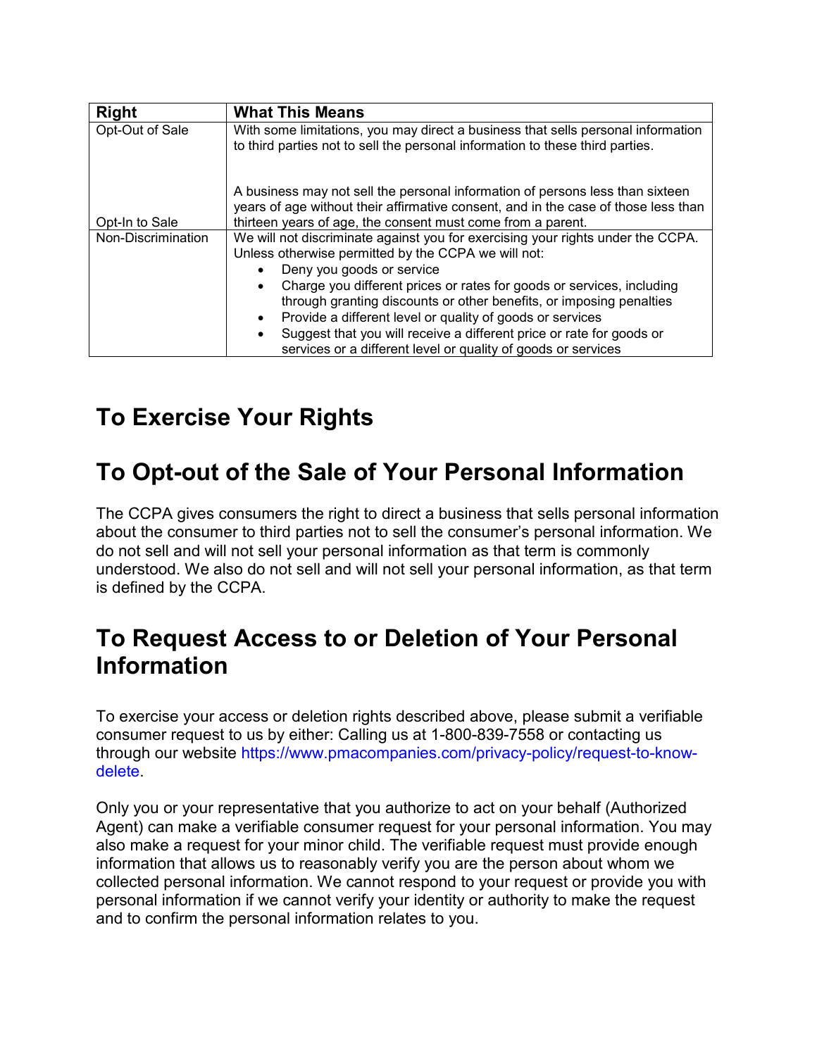| Right | What This Means |
|---|---|
| Opt-Out of Sale | With some limitations, you may direct a business that sells personal information to third parties not to sell the personal information to these third parties. |
| Opt-In to Sale | A business may not sell the personal information of persons less than sixteen years of age without their affirmative consent, and in the case of those less than thirteen years of age, the consent must come from a parent. |
| Non-Discrimination | We will not discriminate against you for exercising your rights under the CCPA. Unless otherwise permitted by the CCPA we will not:<br>• Deny you goods or service<br>• Charge you different prices or rates for goods or services, including through granting discounts or other benefits, or imposing penalties<br>• Provide a different level or quality of goods or services<br>• Suggest that you will receive a different price or rate for goods or services or a different level or quality of goods or services |

# To Exercise Your Rights

# To Opt-out of the Sale of Your Personal Information

The CCPA gives consumers the right to direct a business that sells personal information about the consumer to third parties not to sell the consumer's personal information. We do not sell and will not sell your personal information as that term is commonly understood. We also do not sell and will not sell your personal information, as that term is defined by the CCPA.

# To Request Access to or Deletion of Your Personal Information

To exercise your access or deletion rights described above, please submit a verifiable consumer request to us by either: Calling us at 1-800-839-7558 or contacting us through our website https://www.pmacompanies.com/privacy-policy/request-to-know-delete.

Only you or your representative that you authorize to act on your behalf (Authorized Agent) can make a verifiable consumer request for your personal information. You may also make a request for your minor child. The verifiable request must provide enough information that allows us to reasonably verify you are the person about whom we collected personal information. We cannot respond to your request or provide you with personal information if we cannot verify your identity or authority to make the request and to confirm the personal information relates to you.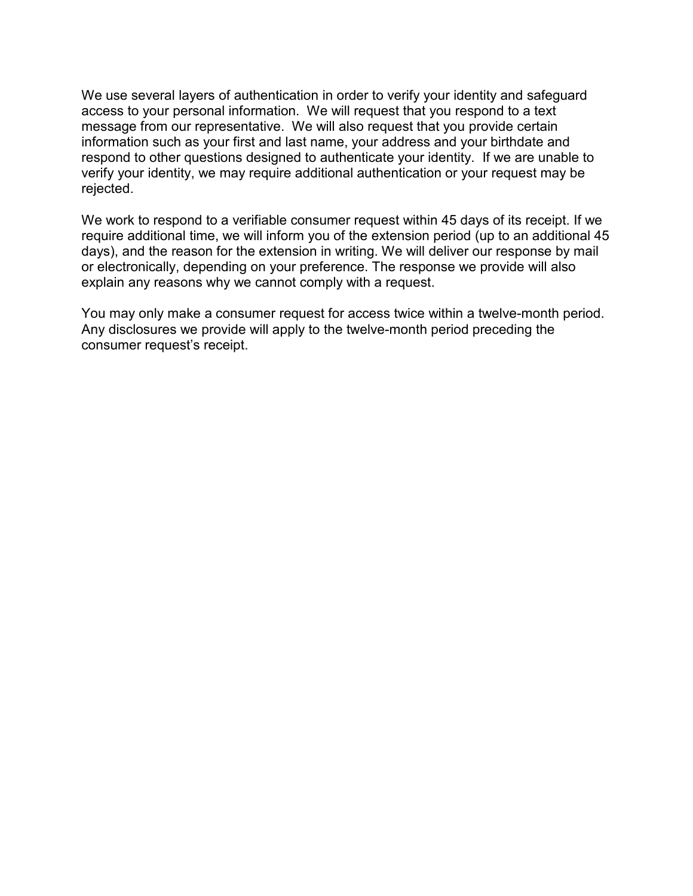We use several layers of authentication in order to verify your identity and safeguard access to your personal information. We will request that you respond to a text message from our representative. We will also request that you provide certain information such as your first and last name, your address and your birthdate and respond to other questions designed to authenticate your identity. If we are unable to verify your identity, we may require additional authentication or your request may be rejected.

We work to respond to a verifiable consumer request within 45 days of its receipt. If we require additional time, we will inform you of the extension period (up to an additional 45 days), and the reason for the extension in writing. We will deliver our response by mail or electronically, depending on your preference. The response we provide will also explain any reasons why we cannot comply with a request.

You may only make a consumer request for access twice within a twelve-month period. Any disclosures we provide will apply to the twelve-month period preceding the consumer request's receipt.